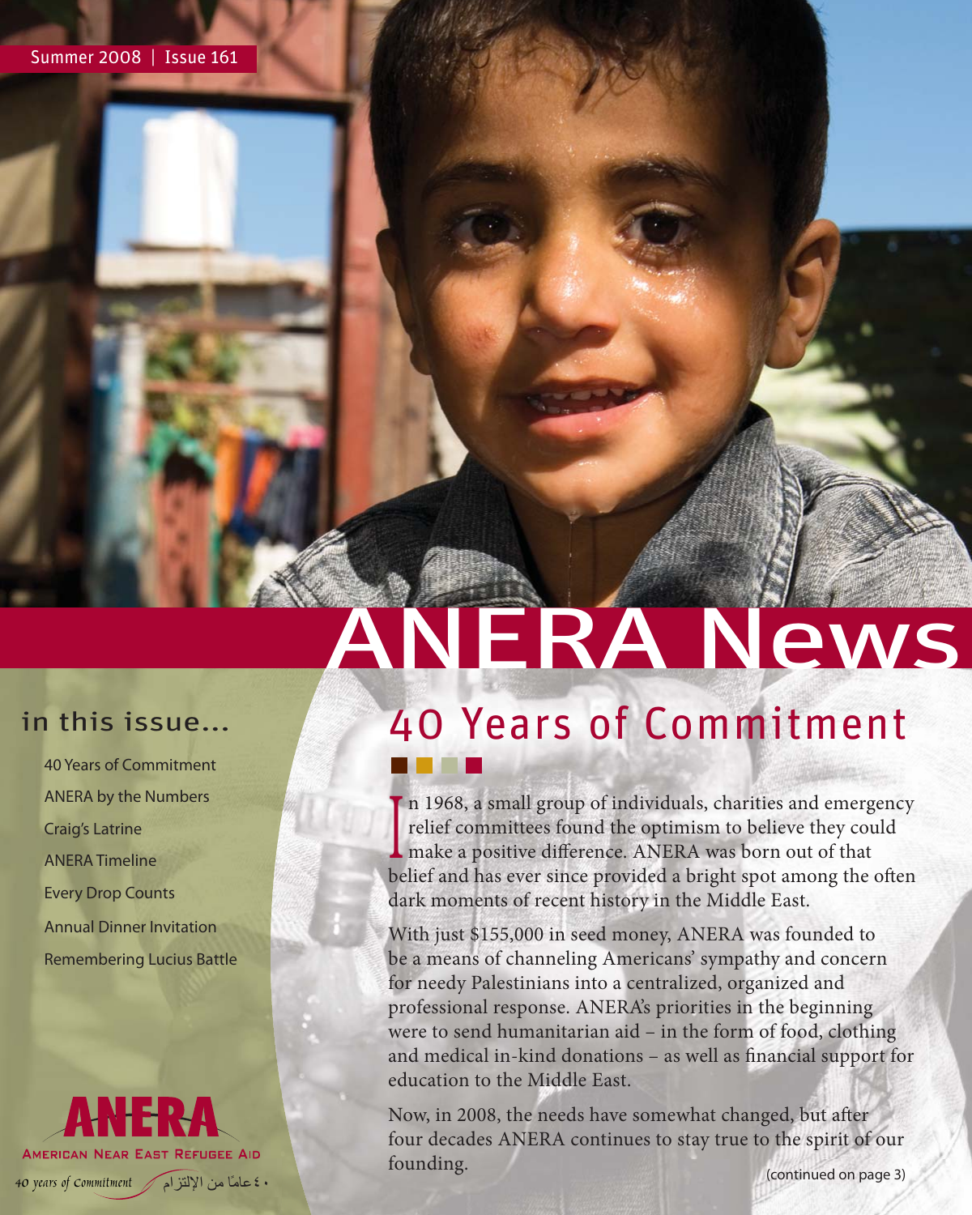Summer 2008 | Issue 161

# ANERA News

## in this issue...

- 40 Years of Commitment
- ANERA by the Numbers
- Craig's Latrine
- ANERA Timeline
- Every Drop Counts
- Annual Dinner Invitation
- Remembering Lucius Battle

**ANERA**

AMERICAN NEAR EAST REFUGEE AID

*40 years of Commitment* ٤٠ عاماً من الإلتزام

## 40 Years of Commitment

In 1968, a small group of individuals, charities and emergency relief committees found the optimism to believe they could make a positive difference. ANERA was born out of that belief and has ever since provided a bright spot among the often dark moments of recent history in the Middle East.

With just $155,000 in seed money, ANERA was founded to be a means of channeling Americans' sympathy and concern for needy Palestinians into a centralized, organized and professional response. ANERA's priorities in the beginning were to send humanitarian aid – in the form of food, clothing and medical in-kind donations – as well as financial support for education to the Middle East.

Now, in 2008, the needs have somewhat changed, but after four decades ANERA continues to stay true to the spirit of our founding.

(continued on page 3)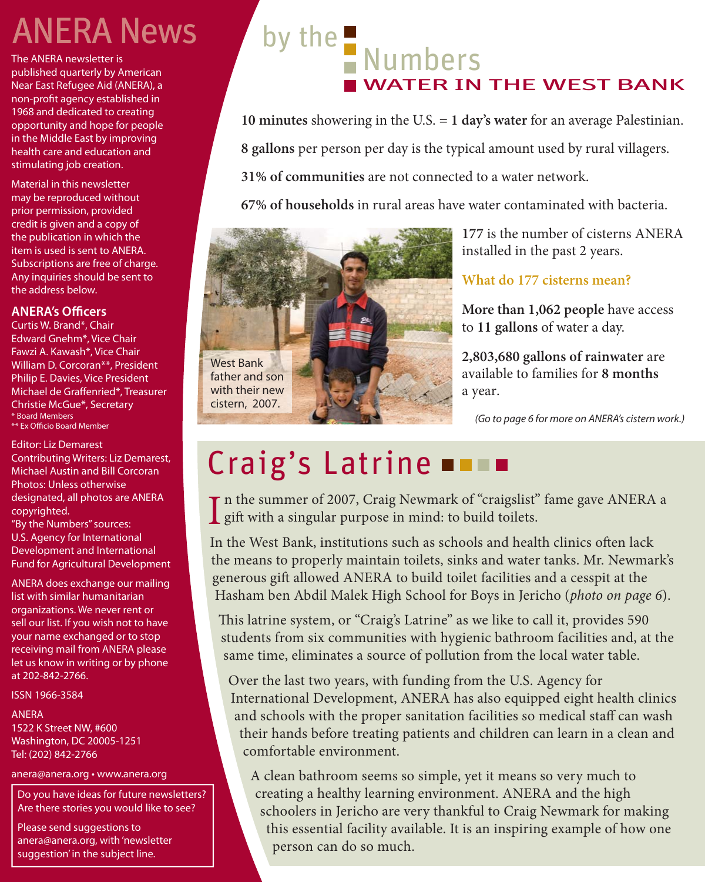# ANERA News

The ANERA newsletter is published quarterly by American Near East Refugee Aid (ANERA), a non-profit agency established in 1968 and dedicated to creating opportunity and hope for people in the Middle East by improving health care and education and stimulating job creation.

Material in this newsletter may be reproduced without prior permission, provided credit is given and a copy of the publication in which the item is used is sent to ANERA. Subscriptions are free of charge. Any inquiries should be sent to the address below.

### ANERA's Officers

Curtis W. Brand*, Chair
Edward Gnehm*, Vice Chair
Fawzi A. Kawash*, Vice Chair
William D. Corcoran**, President
Philip E. Davies, Vice President
Michael de Graffenried*, Treasurer
Christie McGue*, Secretary
* Board Members
** Ex Officio Board Member

Editor: Liz Demarest
Contributing Writers: Liz Demarest, Michael Austin and Bill Corcoran
Photos: Unless otherwise designated, all photos are ANERA copyrighted.
"By the Numbers" sources: U.S. Agency for International Development and International Fund for Agricultural Development

ANERA does exchange our mailing list with similar humanitarian organizations. We never rent or sell our list. If you wish not to have your name exchanged or to stop receiving mail from ANERA please let us know in writing or by phone at 202-842-2766.

ISSN 1966-3584

ANERA
1522 K Street NW, #600
Washington, DC 20005-1251
Tel: (202) 842-2766

anera@anera.org • www.anera.org

Do you have ideas for future newsletters? Are there stories you would like to see?

Please send suggestions to anera@anera.org, with 'newsletter suggestion' in the subject line.

# by the Numbers
## WATER IN THE WEST BANK

**10 minutes** showering in the U.S. = **1 day's water** for an average Palestinian.

**8 gallons** per person per day is the typical amount used by rural villagers.

**31% of communities** are not connected to a water network.

**67% of households** in rural areas have water contaminated with bacteria.

West Bank father and son with their new cistern, 2007.

**177** is the number of cisterns ANERA installed in the past 2 years.

**What do 177 cisterns mean?**

**More than 1,062 people** have access to **11 gallons** of water a day.

**2,803,680 gallons of rainwater** are available to families for **8 months** a year.

*(Go to page 6 for more on ANERA's cistern work.)*

# Craig's Latrine

In the summer of 2007, Craig Newmark of "craigslist" fame gave ANERA a gift with a singular purpose in mind: to build toilets.

In the West Bank, institutions such as schools and health clinics often lack the means to properly maintain toilets, sinks and water tanks. Mr. Newmark's generous gift allowed ANERA to build toilet facilities and a cesspit at the Hasham ben Abdil Malek High School for Boys in Jericho (*photo on page 6*).

This latrine system, or "Craig's Latrine" as we like to call it, provides 590 students from six communities with hygienic bathroom facilities and, at the same time, eliminates a source of pollution from the local water table.

Over the last two years, with funding from the U.S. Agency for International Development, ANERA has also equipped eight health clinics and schools with the proper sanitation facilities so medical staff can wash their hands before treating patients and children can learn in a clean and comfortable environment.

A clean bathroom seems so simple, yet it means so very much to creating a healthy learning environment. ANERA and the high schoolers in Jericho are very thankful to Craig Newmark for making this essential facility available. It is an inspiring example of how one person can do so much.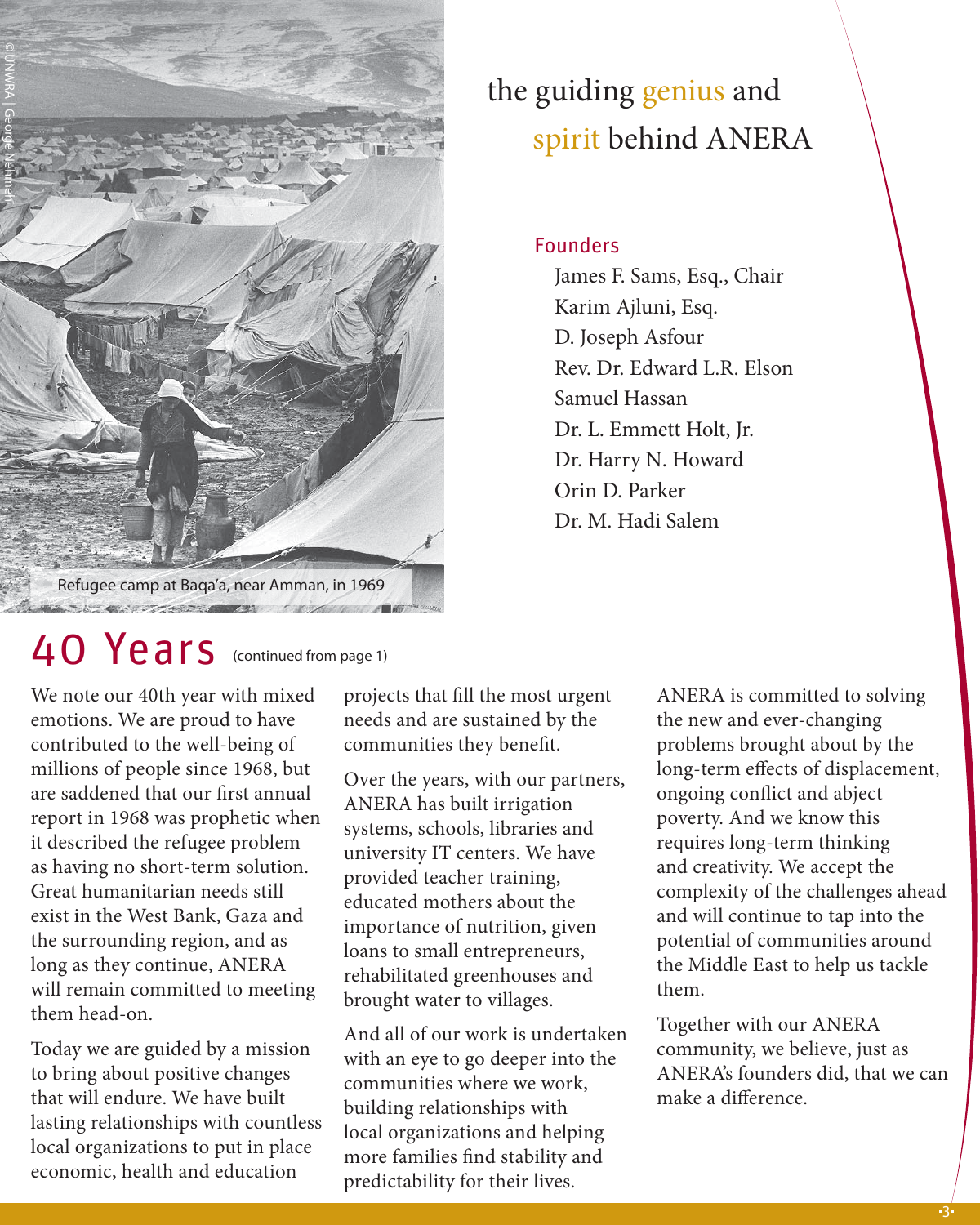Refugee camp at Baqa'a, near Amman, in 1969

©UNWRA | George Nehmeh

## the guiding genius and spirit behind ANERA

### Founders

James F. Sams, Esq., Chair
Karim Ajluni, Esq.
D. Joseph Asfour
Rev. Dr. Edward L.R. Elson
Samuel Hassan
Dr. L. Emmett Holt, Jr.
Dr. Harry N. Howard
Orin D. Parker
Dr. M. Hadi Salem

# 40 Years (continued from page 1)

We note our 40th year with mixed emotions. We are proud to have contributed to the well-being of millions of people since 1968, but are saddened that our first annual report in 1968 was prophetic when it described the refugee problem as having no short-term solution. Great humanitarian needs still exist in the West Bank, Gaza and the surrounding region, and as long as they continue, ANERA will remain committed to meeting them head-on.

Today we are guided by a mission to bring about positive changes that will endure. We have built lasting relationships with countless local organizations to put in place economic, health and education projects that fill the most urgent needs and are sustained by the communities they benefit.

Over the years, with our partners, ANERA has built irrigation systems, schools, libraries and university IT centers. We have provided teacher training, educated mothers about the importance of nutrition, given loans to small entrepreneurs, rehabilitated greenhouses and brought water to villages.

And all of our work is undertaken with an eye to go deeper into the communities where we work, building relationships with local organizations and helping more families find stability and predictability for their lives.

ANERA is committed to solving the new and ever-changing problems brought about by the long-term effects of displacement, ongoing conflict and abject poverty. And we know this requires long-term thinking and creativity. We accept the complexity of the challenges ahead and will continue to tap into the potential of communities around the Middle East to help us tackle them.

Together with our ANERA community, we believe, just as ANERA's founders did, that we can make a difference.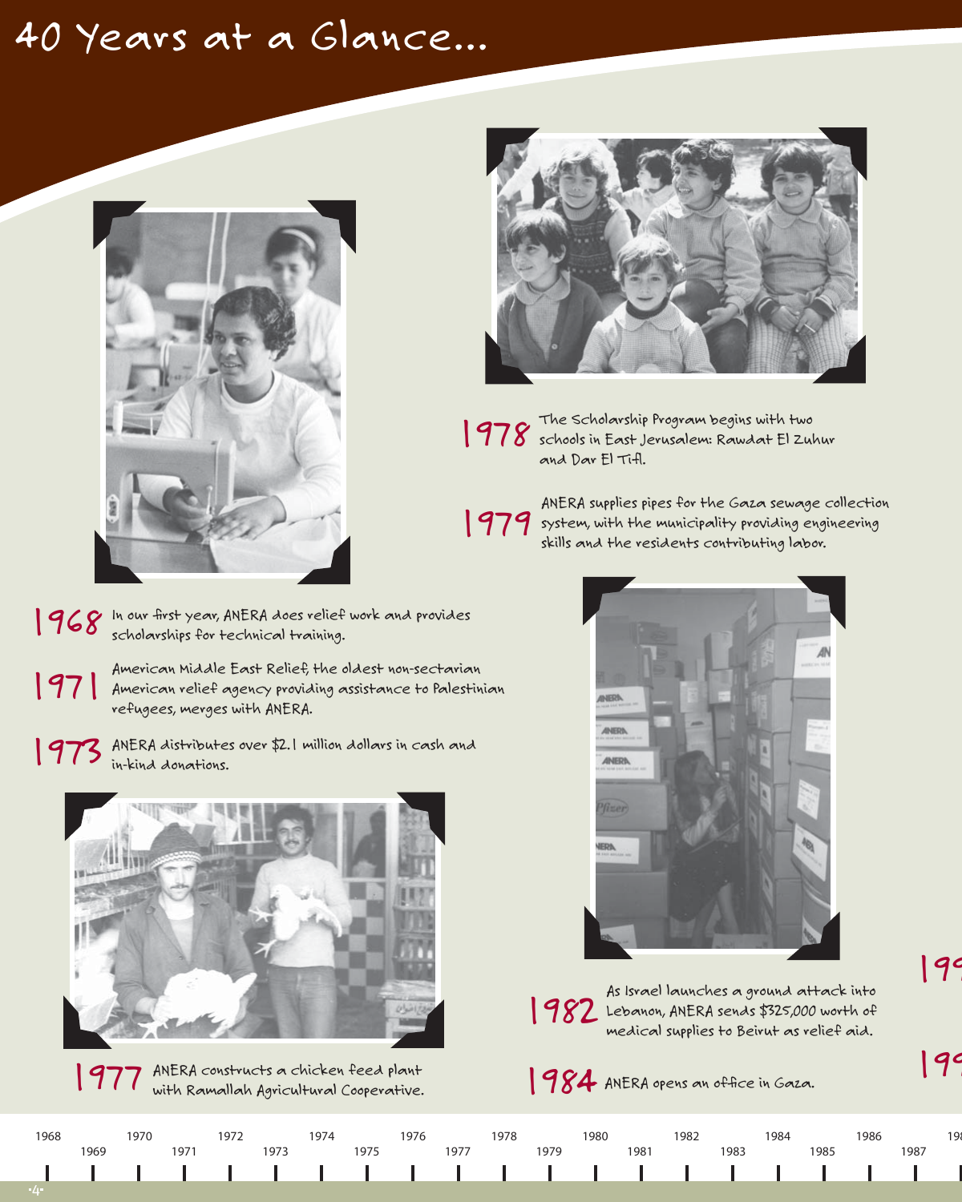# 40 Years at a Glance...

**1968** In our first year, ANERA does relief work and provides scholarships for technical training.

**1971** American Middle East Relief, the oldest non-sectarian American relief agency providing assistance to Palestinian refugees, merges with ANERA.

**1973** ANERA distributes over $2.1 million dollars in cash and in-kind donations.

**1977** ANERA constructs a chicken feed plant with Ramallah Agricultural Cooperative.

**1978** The Scholarship Program begins with two schools in East Jerusalem: Rawdat El Zuhur and Dar El Tifl.

**1979** ANERA supplies pipes for the Gaza sewage collection system, with the municipality providing engineering skills and the residents contributing labor.

**1982** As Israel launches a ground attack into Lebanon, ANERA sends $325,000 worth of medical supplies to Beirut as relief aid.

**1984** ANERA opens an office in Gaza.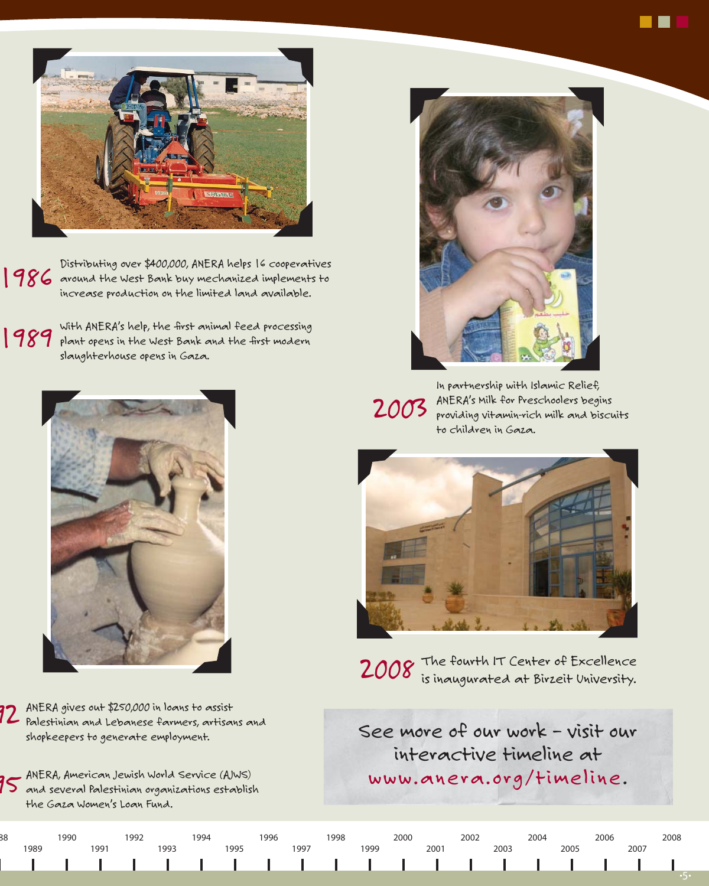**1986** Distributing over $400,000, ANERA helps 16 cooperatives around the West Bank buy mechanized implements to increase production on the limited land available.

**1989** With ANERA's help, the first animal feed processing plant opens in the West Bank and the first modern slaughterhouse opens in Gaza.

**92** ANERA gives out $250,000 in loans to assist Palestinian and Lebanese farmers, artisans and shopkeepers to generate employment.

**95** ANERA, American Jewish World Service (AJWS) and several Palestinian organizations establish the Gaza Women's Loan Fund.

**2003** In partnership with Islamic Relief, ANERA's Milk for Preschoolers begins providing vitamin-rich milk and biscuits to children in Gaza.

**2008** The fourth IT Center of Excellence is inaugurated at Birzeit University.

See more of our work – visit our interactive timeline at **www.anera.org/timeline**.

88 1989 1990 1991 1992 1993 1994 1995 1996 1997 1998 1999 2000 2001 2002 2003 2004 2005 2006 2007 2008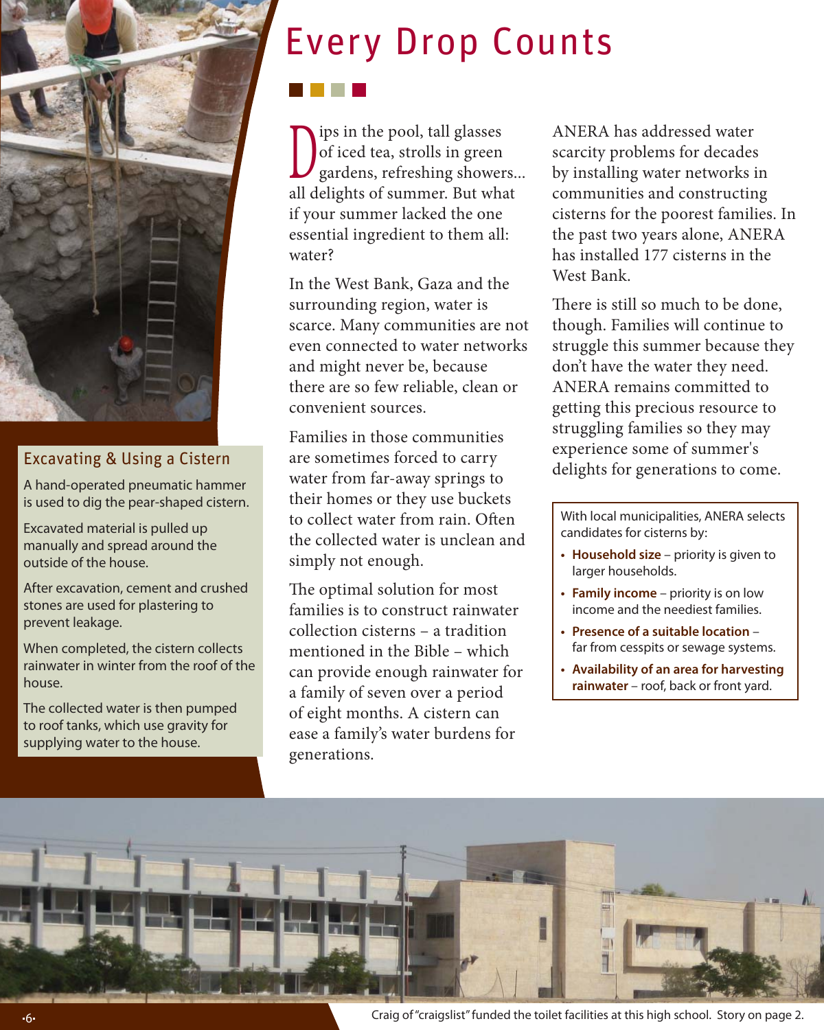# Every Drop Counts

Dips in the pool, tall glasses of iced tea, strolls in green gardens, refreshing showers... all delights of summer. But what if your summer lacked the one essential ingredient to them all: water?

In the West Bank, Gaza and the surrounding region, water is scarce. Many communities are not even connected to water networks and might never be, because there are so few reliable, clean or convenient sources.

Families in those communities are sometimes forced to carry water from far-away springs to their homes or they use buckets to collect water from rain. Often the collected water is unclean and simply not enough.

The optimal solution for most families is to construct rainwater collection cisterns – a tradition mentioned in the Bible – which can provide enough rainwater for a family of seven over a period of eight months. A cistern can ease a family's water burdens for generations.

ANERA has addressed water scarcity problems for decades by installing water networks in communities and constructing cisterns for the poorest families. In the past two years alone, ANERA has installed 177 cisterns in the West Bank.

There is still so much to be done, though. Families will continue to struggle this summer because they don't have the water they need. ANERA remains committed to getting this precious resource to struggling families so they may experience some of summer's delights for generations to come.

With local municipalities, ANERA selects candidates for cisterns by:

- **Household size** – priority is given to larger households.
- **Family income** – priority is on low income and the neediest families.
- **Presence of a suitable location** – far from cesspits or sewage systems.
- **Availability of an area for harvesting rainwater** – roof, back or front yard.

## Excavating & Using a Cistern

A hand-operated pneumatic hammer is used to dig the pear-shaped cistern.

Excavated material is pulled up manually and spread around the outside of the house.

After excavation, cement and crushed stones are used for plastering to prevent leakage.

When completed, the cistern collects rainwater in winter from the roof of the house.

The collected water is then pumped to roof tanks, which use gravity for supplying water to the house.

Craig of "craigslist" funded the toilet facilities at this high school. Story on page 2.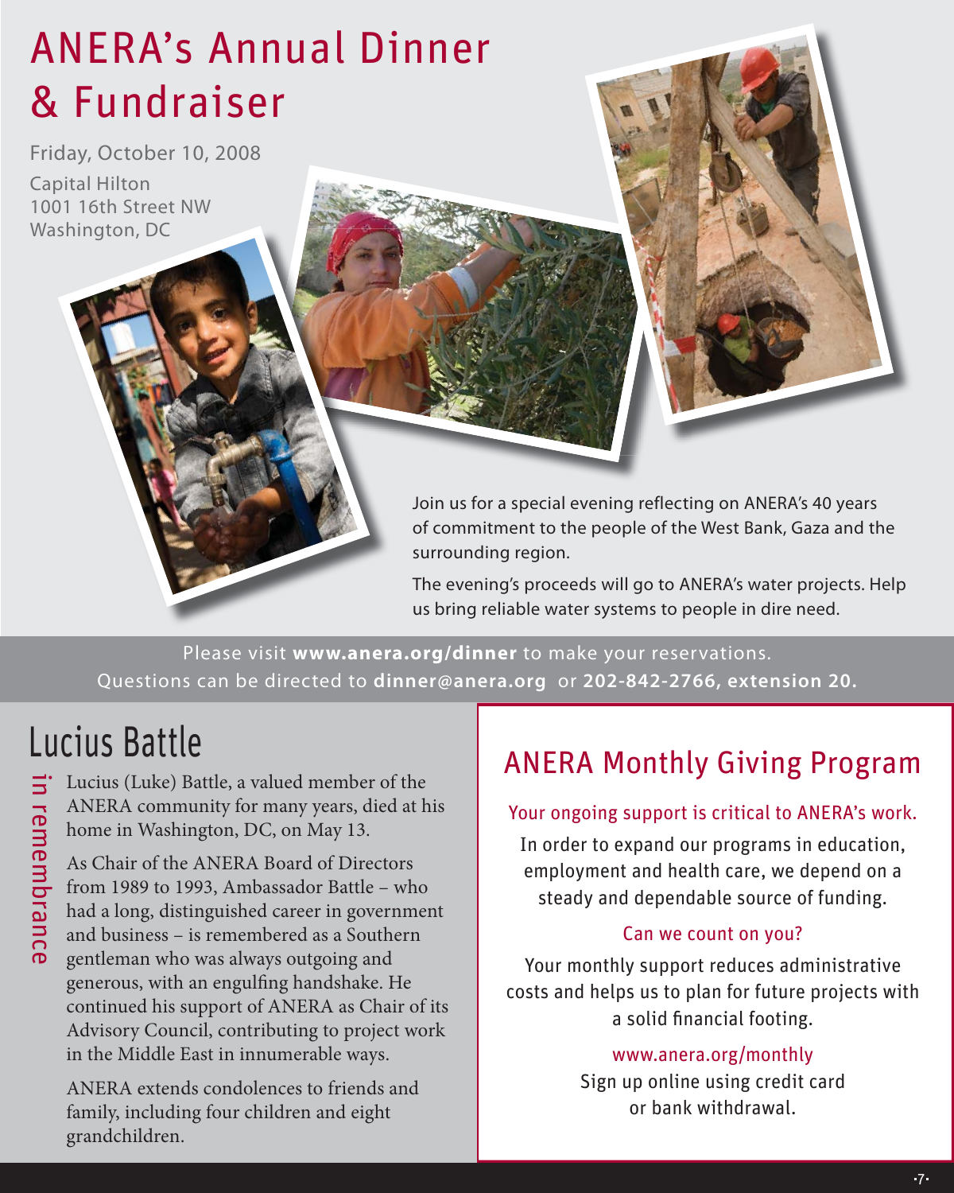# ANERA's Annual Dinner & Fundraiser

Friday, October 10, 2008

Capital Hilton
1001 16th Street NW
Washington, DC

Join us for a special evening reflecting on ANERA's 40 years of commitment to the people of the West Bank, Gaza and the surrounding region.

The evening's proceeds will go to ANERA's water projects. Help us bring reliable water systems to people in dire need.

Please visit **www.anera.org/dinner** to make your reservations.
Questions can be directed to **dinner@anera.org** or **202-842-2766, extension 20.**

## Lucius Battle

*in remembrance*

Lucius (Luke) Battle, a valued member of the ANERA community for many years, died at his home in Washington, DC, on May 13.

As Chair of the ANERA Board of Directors from 1989 to 1993, Ambassador Battle – who had a long, distinguished career in government and business – is remembered as a Southern gentleman who was always outgoing and generous, with an engulfing handshake. He continued his support of ANERA as Chair of its Advisory Council, contributing to project work in the Middle East in innumerable ways.

ANERA extends condolences to friends and family, including four children and eight grandchildren.

## ANERA Monthly Giving Program

Your ongoing support is critical to ANERA's work.

In order to expand our programs in education, employment and health care, we depend on a steady and dependable source of funding.

Can we count on you?

Your monthly support reduces administrative costs and helps us to plan for future projects with a solid financial footing.

www.anera.org/monthly

Sign up online using credit card or bank withdrawal.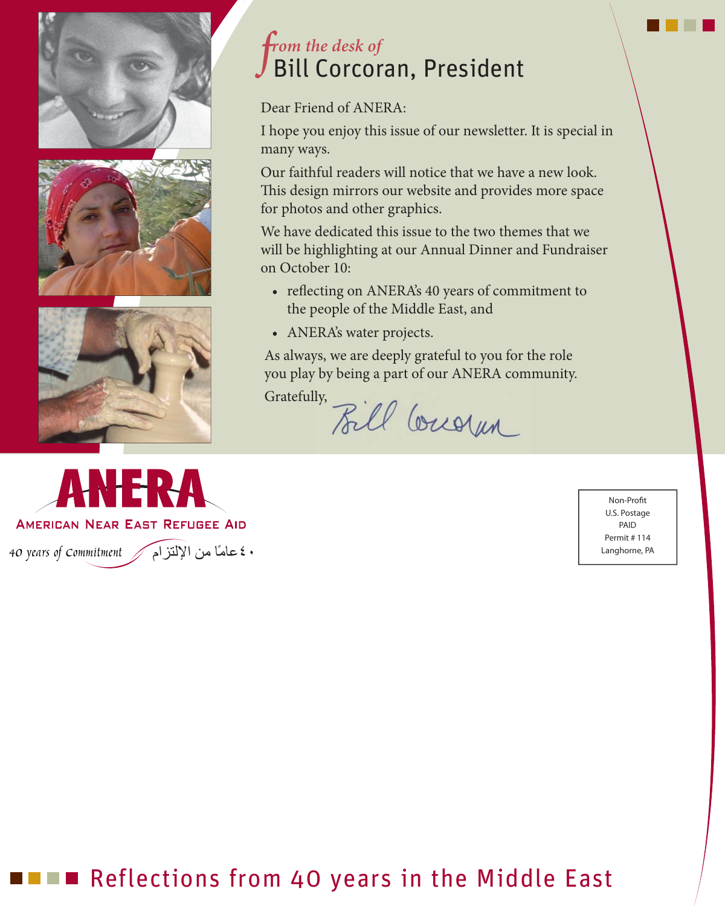## *from the desk of* Bill Corcoran, President

Dear Friend of ANERA:

I hope you enjoy this issue of our newsletter. It is special in many ways.

Our faithful readers will notice that we have a new look. This design mirrors our website and provides more space for photos and other graphics.

We have dedicated this issue to the two themes that we will be highlighting at our Annual Dinner and Fundraiser on October 10:

- reflecting on ANERA's 40 years of commitment to the people of the Middle East, and
- ANERA's water projects.

As always, we are deeply grateful to you for the role you play by being a part of our ANERA community.

Gratefully,

Bill Corcoran

# ANERA

AMERICAN NEAR EAST REFUGEE AID

*40 years of Commitment* ٤٠ عامًا من الإلتزام

Non-Profit
U.S. Postage
PAID
Permit # 114
Langhorne, PA

Reflections from 40 years in the Middle East